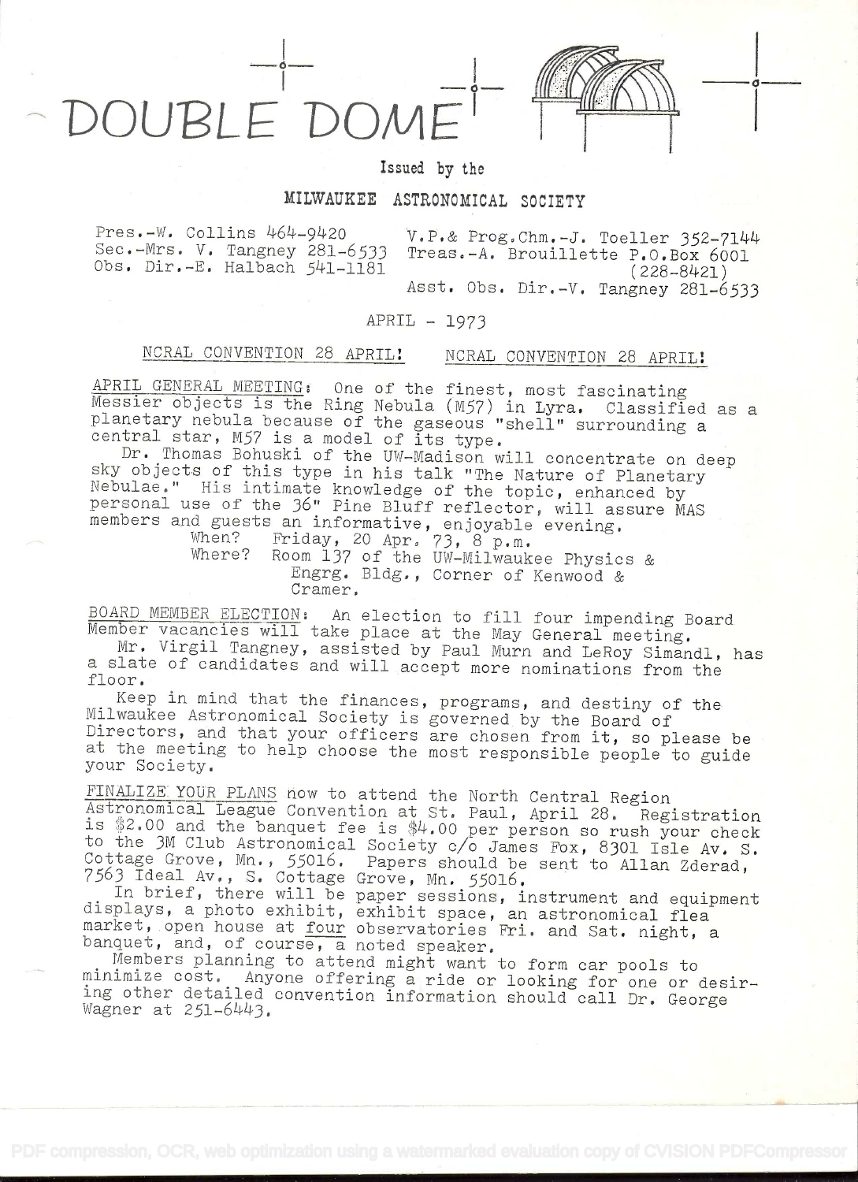# DOUBLE DOME

Issued by the

## MILWAUKEE ASTRONOMICAL SOCIETY

Pres.-W. Collins 464-9420
Sec.-Mrs. V. Tangney 281-6533
Obs. Dir.-E. Halbach 541-1181

V.P.& Prog.Chm.-J. Toeller 352-7144
Treas.-A. Brouillette P.O.Box 6001 (228-8421)
Asst. Obs. Dir.-V. Tangney 281-6533

APRIL - 1973

NCRAL CONVENTION 28 APRIL! NCRAL CONVENTION 28 APRIL!

APRIL GENERAL MEETING: One of the finest, most fascinating Messier objects is the Ring Nebula (M57) in Lyra. Classified as a planetary nebula because of the gaseous "shell" surrounding a central star, M57 is a model of its type.

Dr. Thomas Bohuski of the UW-Madison will concentrate on deep sky objects of this type in his talk "The Nature of Planetary Nebulae." His intimate knowledge of the topic, enhanced by personal use of the 36" Pine Bluff reflector, will assure MAS members and guests an informative, enjoyable evening.

When? Friday, 20 Apr. 73, 8 p.m.
Where? Room 137 of the UW-Milwaukee Physics & Engrg. Bldg., Corner of Kenwood & Cramer.

BOARD MEMBER ELECTION: An election to fill four impending Board Member vacancies will take place at the May General meeting.

Mr. Virgil Tangney, assisted by Paul Murn and LeRoy Simandl, has a slate of candidates and will accept more nominations from the floor.

Keep in mind that the finances, programs, and destiny of the Milwaukee Astronomical Society is governed by the Board of Directors, and that your officers are chosen from it, so please be at the meeting to help choose the most responsible people to guide your Society.

FINALIZE YOUR PLANS now to attend the North Central Region Astronomical League Convention at St. Paul, April 28. Registration is $2.00 and the banquet fee is $4.00 per person so rush your check to the 3M Club Astronomical Society c/o James Fox, 8301 Isle Av. S. Cottage Grove, Mn., 55016. Papers should be sent to Allan Zderad, 7563 Ideal Av., S. Cottage Grove, Mn. 55016.

In brief, there will be paper sessions, instrument and equipment displays, a photo exhibit, exhibit space, an astronomical flea market, open house at four observatories Fri. and Sat. night, a banquet, and, of course, a noted speaker.

Members planning to attend might want to form car pools to minimize cost. Anyone offering a ride or looking for one or desiring other detailed convention information should call Dr. George Wagner at 251-6443.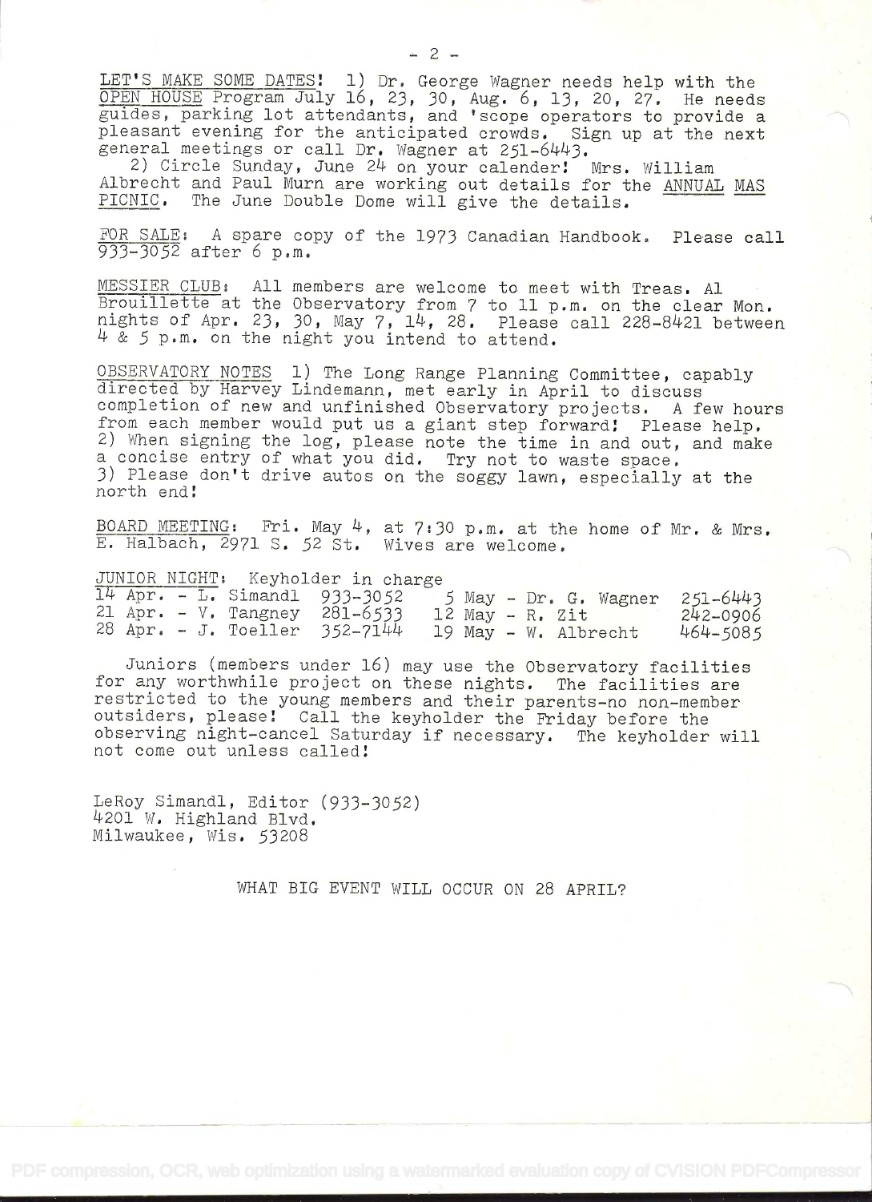LET'S MAKE SOME DATES! 1) Dr. George Wagner needs help with the OPEN HOUSE Program July 16, 23, 30, Aug. 6, 13, 20, 27. He needs guides, parking lot attendants, and 'scope operators to provide a pleasant evening for the anticipated crowds. Sign up at the next general meetings or call Dr. Wagner at 251-6443.

2) Circle Sunday, June 24 on your calender! Mrs. William Albrecht and Paul Murn are working out details for the ANNUAL MAS PICNIC. The June Double Dome will give the details.

FOR SALE: A spare copy of the 1973 Canadian Handbook. Please call 933-3052 after 6 p.m.

MESSIER CLUB: All members are welcome to meet with Treas. Al Brouillette at the Observatory from 7 to 11 p.m. on the clear Mon. nights of Apr. 23, 30, May 7, 14, 28. Please call 228-8421 between 4 & 5 p.m. on the night you intend to attend.

OBSERVATORY NOTES 1) The Long Range Planning Committee, capably directed by Harvey Lindemann, met early in April to discuss completion of new and unfinished Observatory projects. A few hours from each member would put us a giant step forward! Please help. 2) When signing the log, please note the time in and out, and make a concise entry of what you did. Try not to waste space. 3) Please don't drive autos on the soggy lawn, especially at the north end!

BOARD MEETING: Fri. May 4, at 7:30 p.m. at the home of Mr. & Mrs. E. Halbach, 2971 S. 52 St. Wives are welcome.

JUNIOR NIGHT: Keyholder in charge

| | | | | | |
|---|---|---|---|---|---|
| 14 Apr. | L. Simandl | 933-3052 | 5 May | Dr. G. Wagner | 251-6443 |
| 21 Apr. | V. Tangney | 281-6533 | 12 May | R. Zit | 242-0906 |
| 28 Apr. | J. Toeller | 352-7144 | 19 May | W. Albrecht | 464-5085 |

Juniors (members under 16) may use the Observatory facilities for any worthwhile project on these nights. The facilities are restricted to the young members and their parents-no non-member outsiders, please! Call the keyholder the Friday before the observing night-cancel Saturday if necessary. The keyholder will not come out unless called!

LeRoy Simandl, Editor (933-3052)
4201 W. Highland Blvd.
Milwaukee, Wis. 53208

WHAT BIG EVENT WILL OCCUR ON 28 APRIL?